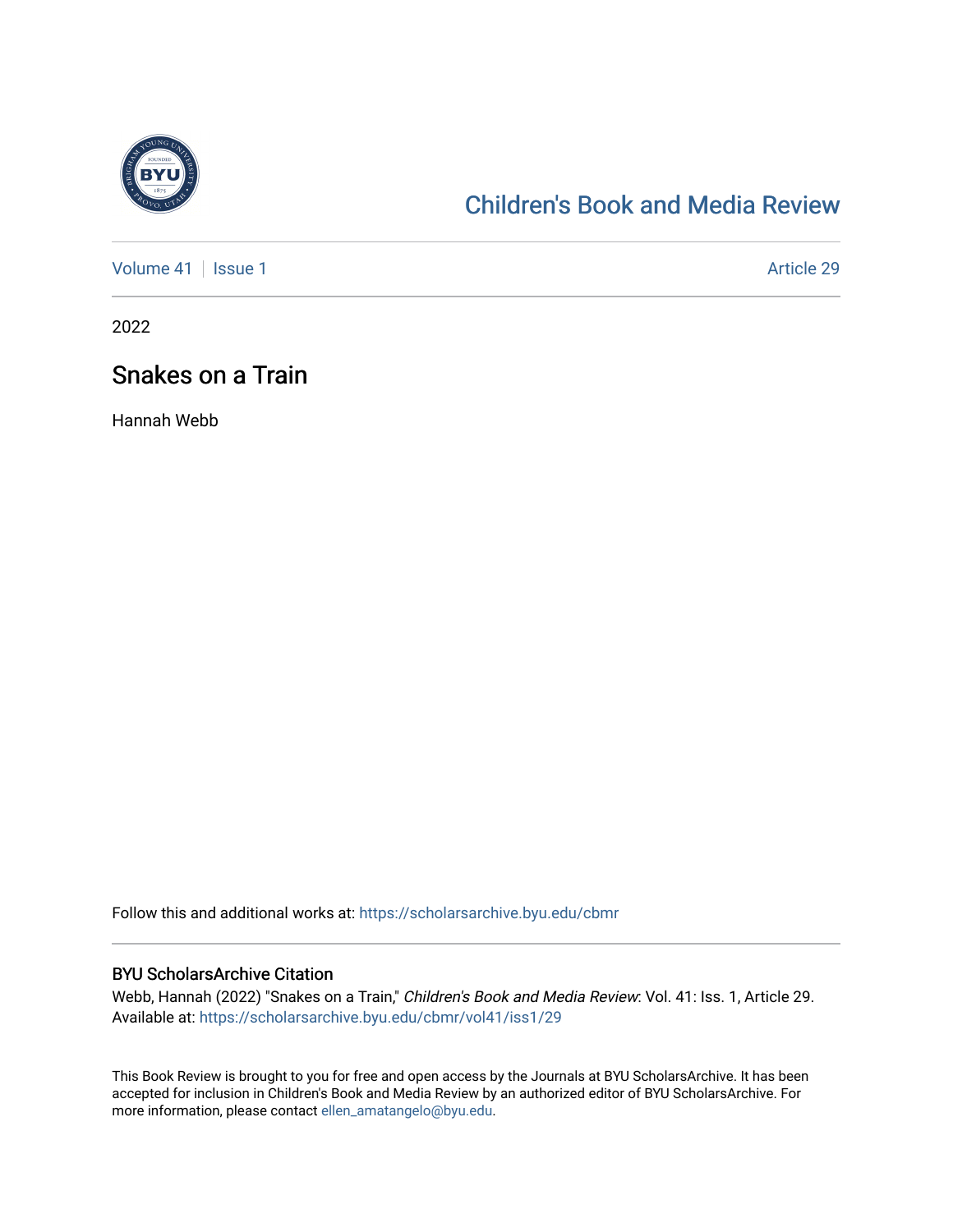# Children's Book and Media Review

Volume 41 | Issue 1 | Article 29

2022

## Snakes on a Train

Hannah Webb

Follow this and additional works at: https://scholarsarchive.byu.edu/cbmr

### BYU ScholarsArchive Citation

Webb, Hannah (2022) "Snakes on a Train," *Children's Book and Media Review*: Vol. 41: Iss. 1, Article 29. Available at: https://scholarsarchive.byu.edu/cbmr/vol41/iss1/29

This Book Review is brought to you for free and open access by the Journals at BYU ScholarsArchive. It has been accepted for inclusion in Children's Book and Media Review by an authorized editor of BYU ScholarsArchive. For more information, please contact ellen_amatangelo@byu.edu.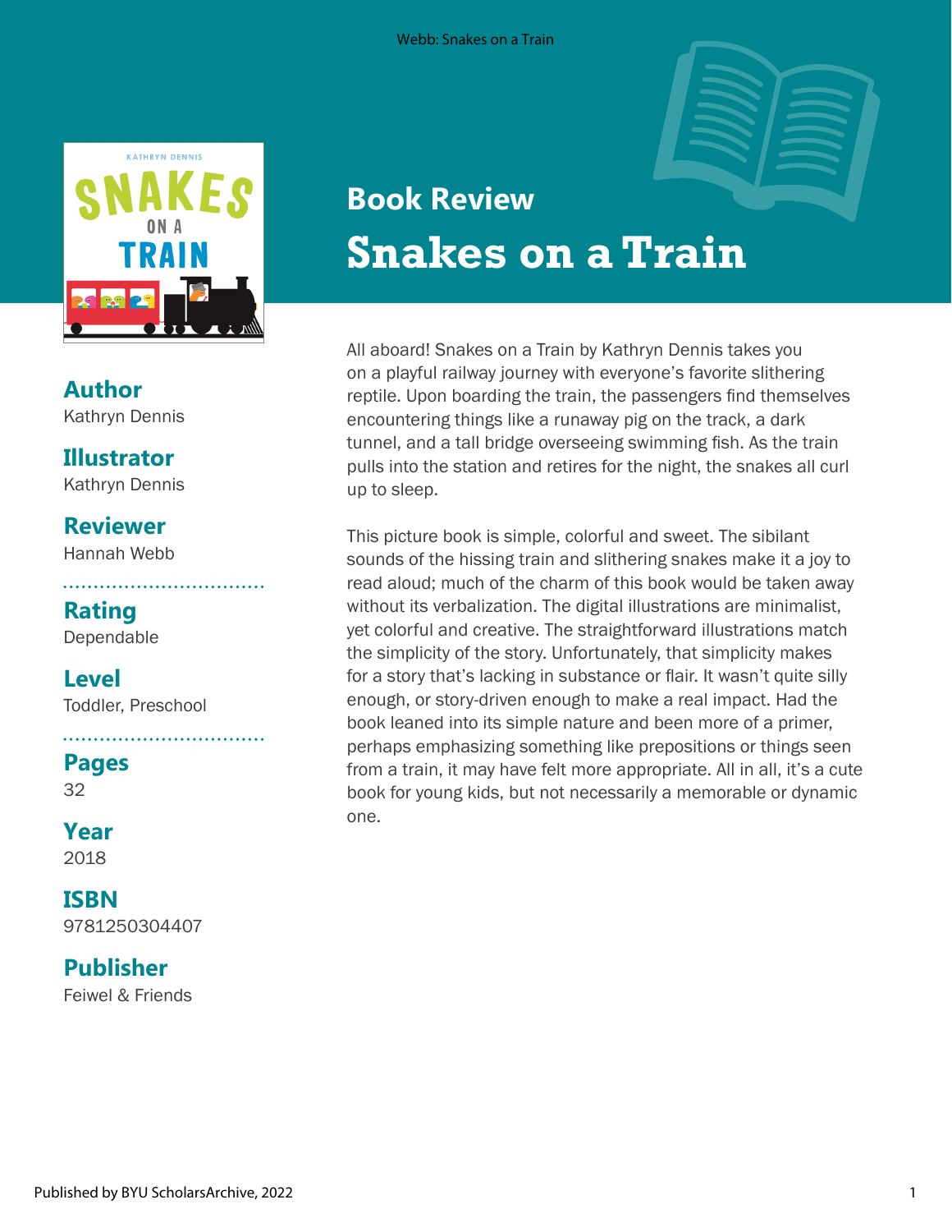## Book Review

# Snakes on a Train

**Author**
Kathryn Dennis

**Illustrator**
Kathryn Dennis

**Reviewer**
Hannah Webb

**Rating**
Dependable

**Level**
Toddler, Preschool

**Pages**
32

**Year**
2018

**ISBN**
9781250304407

**Publisher**
Feiwel & Friends

All aboard! Snakes on a Train by Kathryn Dennis takes you on a playful railway journey with everyone's favorite slithering reptile. Upon boarding the train, the passengers find themselves encountering things like a runaway pig on the track, a dark tunnel, and a tall bridge overseeing swimming fish. As the train pulls into the station and retires for the night, the snakes all curl up to sleep.

This picture book is simple, colorful and sweet. The sibilant sounds of the hissing train and slithering snakes make it a joy to read aloud; much of the charm of this book would be taken away without its verbalization. The digital illustrations are minimalist, yet colorful and creative. The straightforward illustrations match the simplicity of the story. Unfortunately, that simplicity makes for a story that's lacking in substance or flair. It wasn't quite silly enough, or story-driven enough to make a real impact. Had the book leaned into its simple nature and been more of a primer, perhaps emphasizing something like prepositions or things seen from a train, it may have felt more appropriate. All in all, it's a cute book for young kids, but not necessarily a memorable or dynamic one.